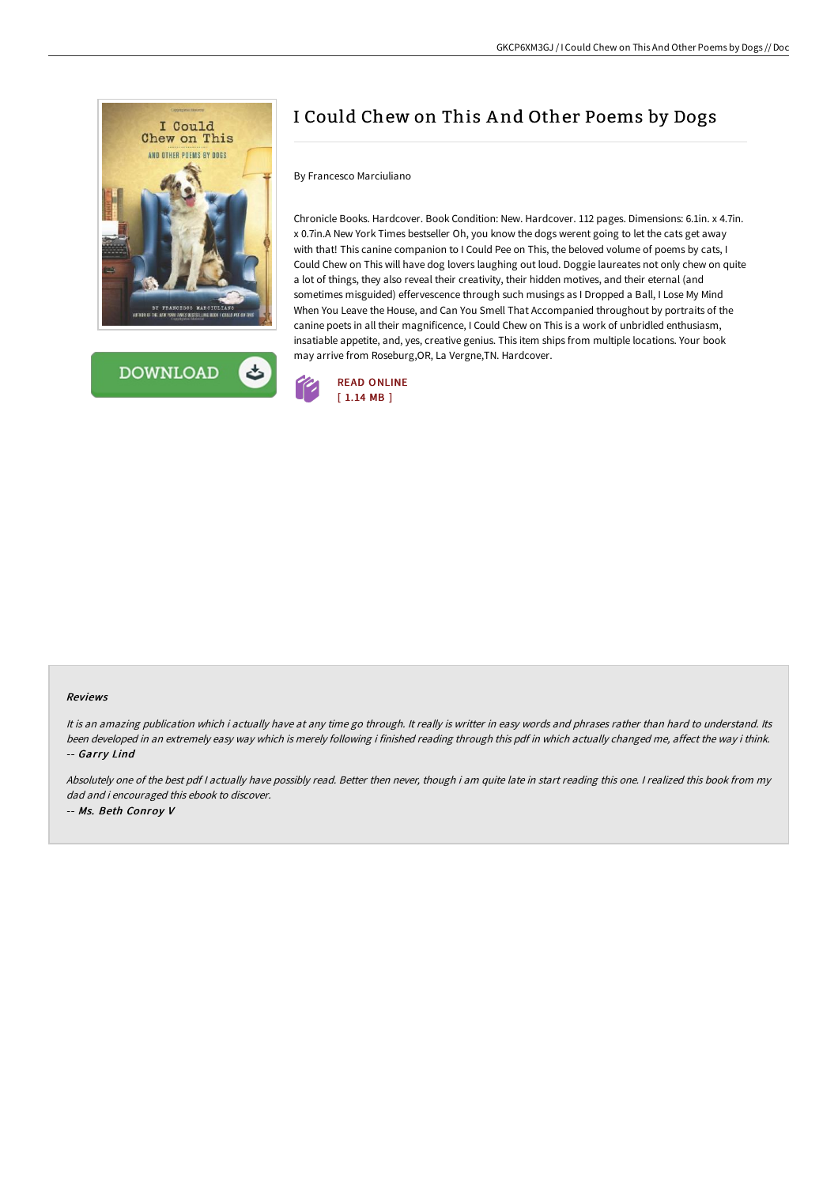# I Could Chew on This And Other Poems by Dogs

By Francesco Marciuliano

Chronicle Books. Hardcover. Book Condition: New. Hardcover. 112 pages. Dimensions: 6.1in. x 4.7in. x 0.7in.A New York Times bestseller Oh, you know the dogs werent going to let the cats get away with that! This canine companion to I Could Pee on This, the beloved volume of poems by cats, I Could Chew on This will have dog lovers laughing out loud. Doggie laureates not only chew on quite a lot of things, they also reveal their creativity, their hidden motives, and their eternal (and sometimes misguided) effervescence through such musings as I Dropped a Ball, I Lose My Mind When You Leave the House, and Can You Smell That Accompanied throughout by portraits of the canine poets in all their magnificence, I Could Chew on This is a work of unbridled enthusiasm, insatiable appetite, and, yes, creative genius. This item ships from multiple locations. Your book may arrive from Roseburg,OR, La Vergne,TN. Hardcover.

READ ONLINE
[ 1.14 MB ]

### Reviews

*It is an amazing publication which i actually have at any time go through. It really is writter in easy words and phrases rather than hard to understand. Its been developed in an extremely easy way which is merely following i finished reading through this pdf in which actually changed me, affect the way i think.*
*-- Garry Lind*

*Absolutely one of the best pdf I actually have possibly read. Better then never, though i am quite late in start reading this one. I realized this book from my dad and i encouraged this ebook to discover.*
*-- Ms. Beth Conroy V*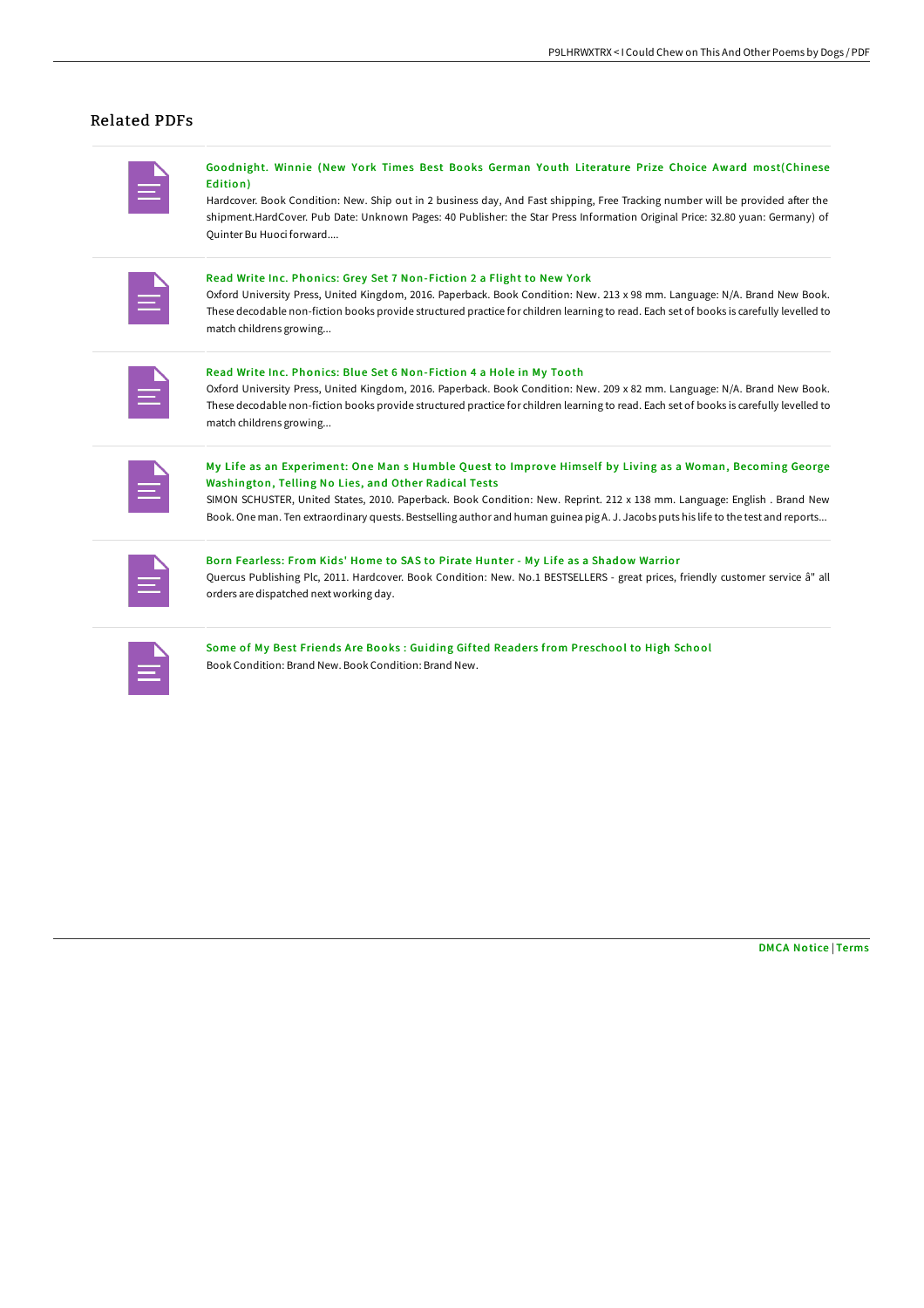## Related PDFs

**Goodnight. Winnie (New York Times Best Books German Youth Literature Prize Choice Award most(Chinese Edition)**

Hardcover. Book Condition: New. Ship out in 2 business day, And Fast shipping, Free Tracking number will be provided after the shipment.HardCover. Pub Date: Unknown Pages: 40 Publisher: the Star Press Information Original Price: 32.80 yuan: Germany) of Quinter Bu Huoci forward....

**Read Write Inc. Phonics: Grey Set 7 Non-Fiction 2 a Flight to New York**

Oxford University Press, United Kingdom, 2016. Paperback. Book Condition: New. 213 x 98 mm. Language: N/A. Brand New Book. These decodable non-fiction books provide structured practice for children learning to read. Each set of books is carefully levelled to match childrens growing...

**Read Write Inc. Phonics: Blue Set 6 Non-Fiction 4 a Hole in My Tooth**

Oxford University Press, United Kingdom, 2016. Paperback. Book Condition: New. 209 x 82 mm. Language: N/A. Brand New Book. These decodable non-fiction books provide structured practice for children learning to read. Each set of books is carefully levelled to match childrens growing...

**My Life as an Experiment: One Man s Humble Quest to Improve Himself by Living as a Woman, Becoming George Washington, Telling No Lies, and Other Radical Tests**

SIMON SCHUSTER, United States, 2010. Paperback. Book Condition: New. Reprint. 212 x 138 mm. Language: English . Brand New Book. One man. Ten extraordinary quests. Bestselling author and human guinea pig A. J. Jacobs puts his life to the test and reports...

**Born Fearless: From Kids' Home to SAS to Pirate Hunter - My Life as a Shadow Warrior**

Quercus Publishing Plc, 2011. Hardcover. Book Condition: New. No.1 BESTSELLERS - great prices, friendly customer service â" all orders are dispatched next working day.

**Some of My Best Friends Are Books : Guiding Gifted Readers from Preschool to High School**

Book Condition: Brand New. Book Condition: Brand New.

DMCA Notice | Terms